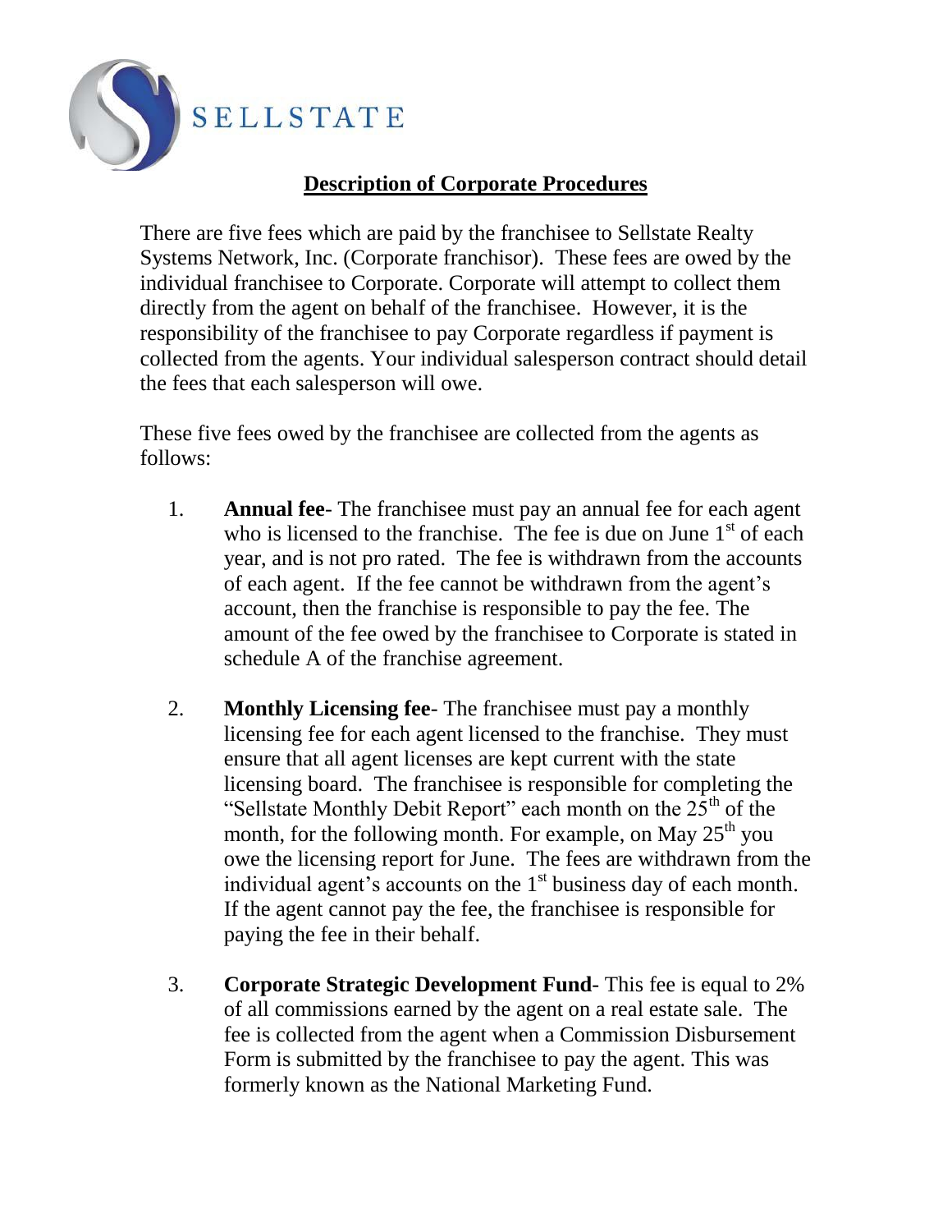SELLSTATE

## Description of Corporate Procedures

There are five fees which are paid by the franchisee to Sellstate Realty Systems Network, Inc. (Corporate franchisor). These fees are owed by the individual franchisee to Corporate. Corporate will attempt to collect them directly from the agent on behalf of the franchisee. However, it is the responsibility of the franchisee to pay Corporate regardless if payment is collected from the agents. Your individual salesperson contract should detail the fees that each salesperson will owe.

These five fees owed by the franchisee are collected from the agents as follows:

1. **Annual fee**- The franchisee must pay an annual fee for each agent who is licensed to the franchise. The fee is due on June 1st of each year, and is not pro rated. The fee is withdrawn from the accounts of each agent. If the fee cannot be withdrawn from the agent's account, then the franchise is responsible to pay the fee. The amount of the fee owed by the franchisee to Corporate is stated in schedule A of the franchise agreement.

2. **Monthly Licensing fee**- The franchisee must pay a monthly licensing fee for each agent licensed to the franchise. They must ensure that all agent licenses are kept current with the state licensing board. The franchisee is responsible for completing the "Sellstate Monthly Debit Report" each month on the 25th of the month, for the following month. For example, on May 25th you owe the licensing report for June. The fees are withdrawn from the individual agent's accounts on the 1st business day of each month. If the agent cannot pay the fee, the franchisee is responsible for paying the fee in their behalf.

3. **Corporate Strategic Development Fund**- This fee is equal to 2% of all commissions earned by the agent on a real estate sale. The fee is collected from the agent when a Commission Disbursement Form is submitted by the franchisee to pay the agent. This was formerly known as the National Marketing Fund.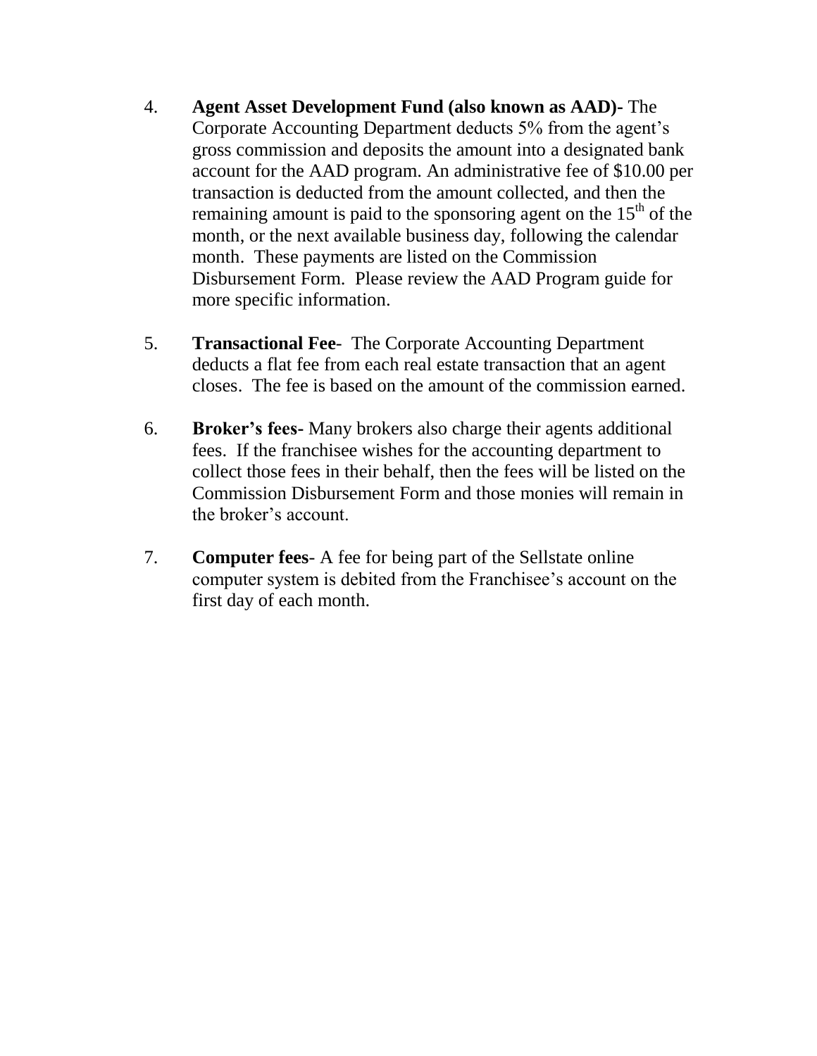4. **Agent Asset Development Fund (also known as AAD)-** The Corporate Accounting Department deducts 5% from the agent's gross commission and deposits the amount into a designated bank account for the AAD program. An administrative fee of $10.00 per transaction is deducted from the amount collected, and then the remaining amount is paid to the sponsoring agent on the 15th of the month, or the next available business day, following the calendar month. These payments are listed on the Commission Disbursement Form. Please review the AAD Program guide for more specific information.

5. **Transactional Fee**- The Corporate Accounting Department deducts a flat fee from each real estate transaction that an agent closes. The fee is based on the amount of the commission earned.

6. **Broker's fees-** Many brokers also charge their agents additional fees. If the franchisee wishes for the accounting department to collect those fees in their behalf, then the fees will be listed on the Commission Disbursement Form and those monies will remain in the broker's account.

7. **Computer fees**- A fee for being part of the Sellstate online computer system is debited from the Franchisee's account on the first day of each month.